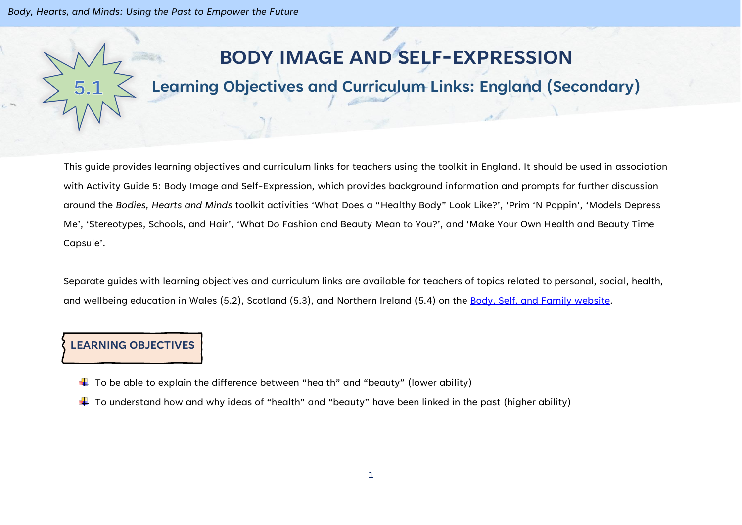# BODY IMAGE AND SELF-EXPRESSION

5.1

## Learning Objectives and Curriculum Links: England (Secondary)

This guide provides learning objectives and curriculum links for teachers using the toolkit in England. It should be used in association with Activity Guide 5: Body Image and Self-Expression, which provides background information and prompts for further discussion around the *Bodies, Hearts and Minds* toolkit activities 'What Does a "Healthy Body" Look Like?', 'Prim 'N Poppin', 'Models Depress Me', 'Stereotypes, Schools, and Hair', 'What Do Fashion and Beauty Mean to You?', and 'Make Your Own Health and Beauty Time Capsule'.

Separate guides with learning objectives and curriculum links are available for teachers of topics related to personal, social, health, and wellbeing education in Wales (5.2), Scotland (5.3), and Northern Ireland (5.4) on the [Body, Self, and Family website](Body, Self, and Family website).

### LEARNING OBJECTIVES

- To be able to explain the difference between "health" and "beauty" (lower ability)
- To understand how and why ideas of "health" and "beauty" have been linked in the past (higher ability)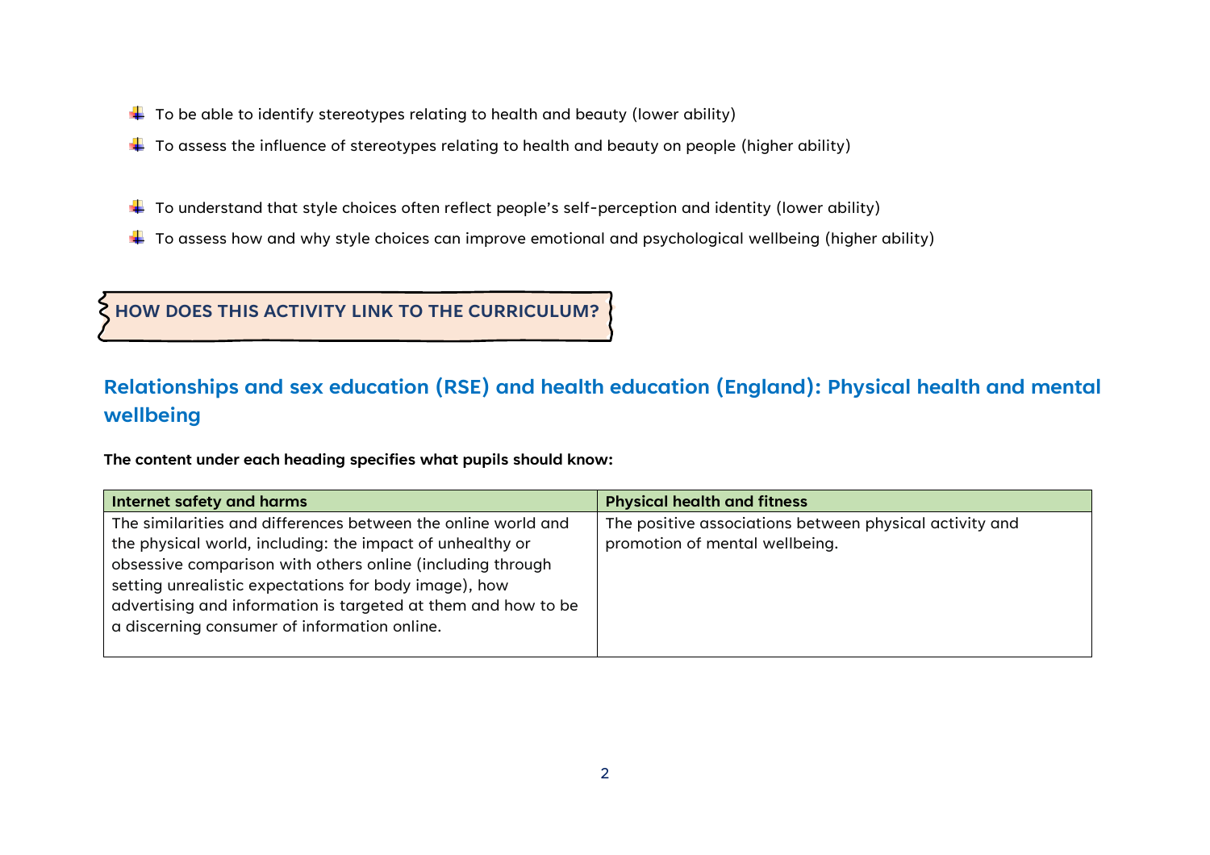- To be able to identify stereotypes relating to health and beauty (lower ability)
- To assess the influence of stereotypes relating to health and beauty on people (higher ability)

- To understand that style choices often reflect people's self-perception and identity (lower ability)
- To assess how and why style choices can improve emotional and psychological wellbeing (higher ability)

## HOW DOES THIS ACTIVITY LINK TO THE CURRICULUM?

## Relationships and sex education (RSE) and health education (England): Physical health and mental wellbeing

**The content under each heading specifies what pupils should know:**

| Internet safety and harms | Physical health and fitness |
|---|---|
| The similarities and differences between the online world and the physical world, including: the impact of unhealthy or obsessive comparison with others online (including through setting unrealistic expectations for body image), how advertising and information is targeted at them and how to be a discerning consumer of information online. | The positive associations between physical activity and promotion of mental wellbeing. |